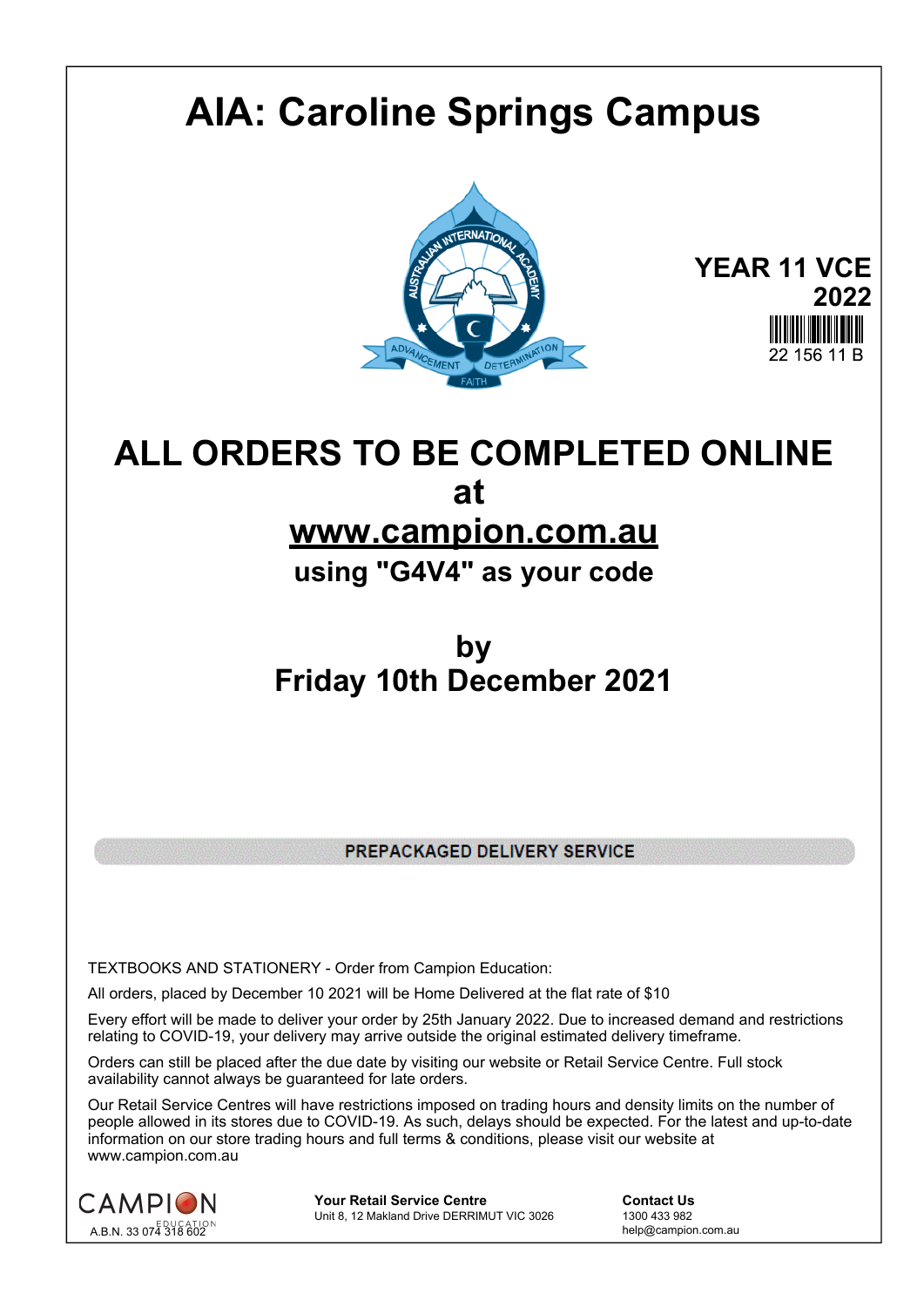# AIA: Caroline Springs Campus

**YEAR 11 VCE**
**2022**

22 156 11 B

# ALL ORDERS TO BE COMPLETED ONLINE
# at
# [www.campion.com.au](http://www.campion.com.au)
## using "G4V4" as your code

## by
## Friday 10th December 2021

**PREPACKAGED DELIVERY SERVICE**

TEXTBOOKS AND STATIONERY - Order from Campion Education:

All orders, placed by December 10 2021 will be Home Delivered at the flat rate of $10

Every effort will be made to deliver your order by 25th January 2022. Due to increased demand and restrictions relating to COVID-19, your delivery may arrive outside the original estimated delivery timeframe.

Orders can still be placed after the due date by visiting our website or Retail Service Centre. Full stock availability cannot always be guaranteed for late orders.

Our Retail Service Centres will have restrictions imposed on trading hours and density limits on the number of people allowed in its stores due to COVID-19. As such, delays should be expected. For the latest and up-to-date information on our store trading hours and full terms & conditions, please visit our website at www.campion.com.au

CAMPION EDUCATION
A.B.N. 33 074 318 602

**Your Retail Service Centre**
Unit 8, 12 Makland Drive DERRIMUT VIC 3026

**Contact Us**
1300 433 982
help@campion.com.au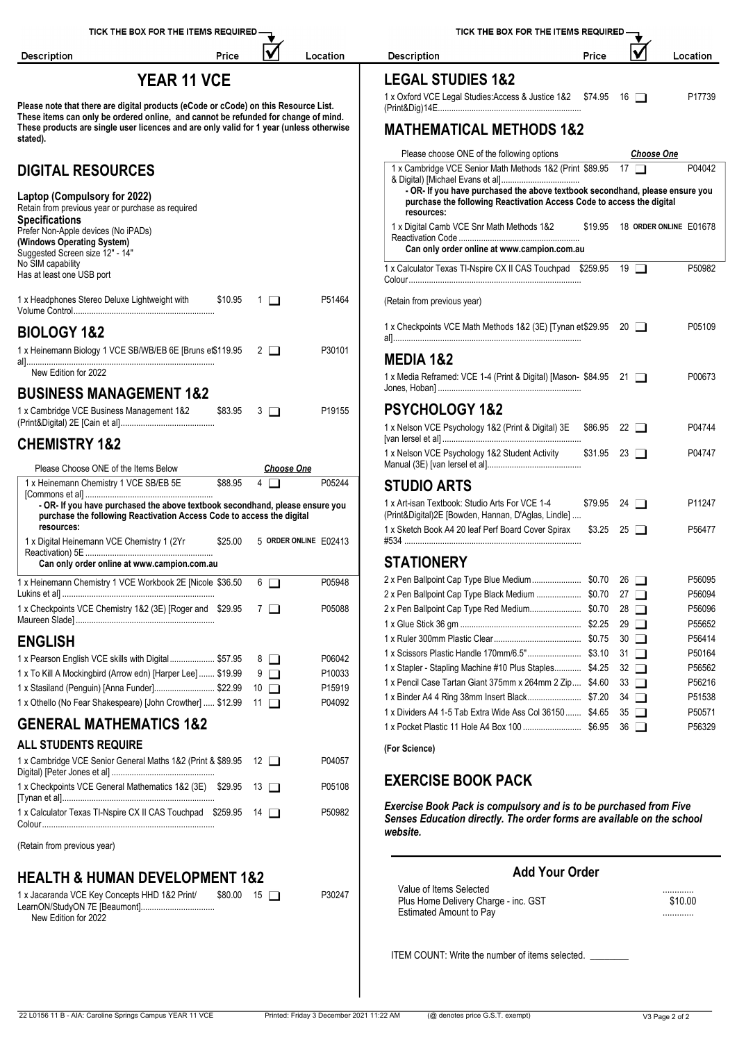TICK THE BOX FOR THE ITEMS REQUIRED

| Description | Price | ☑ | Location |
|---|---|---|---|

# YEAR 11 VCE

**Please note that there are digital products (eCode or cCode) on this Resource List. These items can only be ordered online, and cannot be refunded for change of mind. These products are single user licences and are only valid for 1 year (unless otherwise stated).**

## DIGITAL RESOURCES

**Laptop (Compulsory for 2022)**
Retain from previous year or purchase as required
**Specifications**
Prefer Non-Apple devices (No iPADs)
**(Windows Operating System)**
Suggested Screen size 12" - 14"
No SIM capability
Has at least one USB port

| Description | Price | No. | Location |
|---|---|---|---|
| 1 x Headphones Stereo Deluxe Lightweight with Volume Control | $10.95 | 1 ❑ | P51464 |

## BIOLOGY 1&2

| Description | Price | No. | Location |
|---|---|---|---|
| 1 x Heinemann Biology 1 VCE SB/WB/EB 6E [Bruns et al] New Edition for 2022 | $119.95 | 2 ❑ | P30101 |

## BUSINESS MANAGEMENT 1&2

| Description | Price | No. | Location |
|---|---|---|---|
| 1 x Cambridge VCE Business Management 1&2 (Print&Digital) 2E [Cain et al] | $83.95 | 3 ❑ | P19155 |

## CHEMISTRY 1&2

Please Choose ONE of the Items Below — ***Choose One***

| Description | Price | No. | Location |
|---|---|---|---|
| 1 x Heinemann Chemistry 1 VCE SB/EB 5E [Commons et al] | $88.95 | 4 ❑ | P05244 |

**- OR- If you have purchased the above textbook secondhand, please ensure you purchase the following Reactivation Access Code to access the digital resources:**

| Description | Price | No. | Location |
|---|---|---|---|
| 1 x Digital Heinemann VCE Chemistry 1 (2Yr Reactivation) 5E | $25.00 | 5 **ORDER ONLINE** | E02413 |

**Can only order online at www.campion.com.au**

| Description | Price | No. | Location |
|---|---|---|---|
| 1 x Heinemann Chemistry 1 VCE Workbook 2E [Nicole Lukins et al] | $36.50 | 6 ❑ | P05948 |
| 1 x Checkpoints VCE Chemistry 1&2 (3E) [Roger and Maureen Slade] | $29.95 | 7 ❑ | P05088 |

## ENGLISH

| Description | Price | No. | Location |
|---|---|---|---|
| 1 x Pearson English VCE skills with Digital | $57.95 | 8 ❑ | P06042 |
| 1 x To Kill A Mockingbird (Arrow edn) [Harper Lee] | $19.99 | 9 ❑ | P10033 |
| 1 x Stasiland (Penguin) [Anna Funder] | $22.99 | 10 ❑ | P15919 |
| 1 x Othello (No Fear Shakespeare) [John Crowther] | $12.99 | 11 ❑ | P04092 |

## GENERAL MATHEMATICS 1&2

### ALL STUDENTS REQUIRE

| Description | Price | No. | Location |
|---|---|---|---|
| 1 x Cambridge VCE Senior General Maths 1&2 (Print & Digital) [Peter Jones et al] | $89.95 | 12 ❑ | P04057 |
| 1 x Checkpoints VCE General Mathematics 1&2 (3E) [Tynan et al] | $29.95 | 13 ❑ | P05108 |
| 1 x Calculator Texas TI-Nspire CX II CAS Touchpad Colour | $259.95 | 14 ❑ | P50982 |

(Retain from previous year)

## HEALTH & HUMAN DEVELOPMENT 1&2

| Description | Price | No. | Location |
|---|---|---|---|
| 1 x Jacaranda VCE Key Concepts HHD 1&2 Print/ LearnON/StudyON 7E [Beaumont] New Edition for 2022 | $80.00 | 15 ❑ | P30247 |

## LEGAL STUDIES 1&2

| Description | Price | No. | Location |
|---|---|---|---|
| 1 x Oxford VCE Legal Studies:Access & Justice 1&2 (Print&Dig)14E | $74.95 | 16 ❑ | P17739 |

## MATHEMATICAL METHODS 1&2

Please choose ONE of the following options — ***Choose One***

| Description | Price | No. | Location |
|---|---|---|---|
| 1 x Cambridge VCE Senior Math Methods 1&2 (Print & Digital) [Michael Evans et al] | $89.95 | 17 ❑ | P04042 |

**- OR- If you have purchased the above textbook secondhand, please ensure you purchase the following Reactivation Access Code to access the digital resources:**

| Description | Price | No. | Location |
|---|---|---|---|
| 1 x Digital Camb VCE Snr Math Methods 1&2 Reactivation Code | $19.95 | 18 **ORDER ONLINE** | E01678 |

**Can only order online at www.campion.com.au**

| Description | Price | No. | Location |
|---|---|---|---|
| 1 x Calculator Texas TI-Nspire CX II CAS Touchpad Colour | $259.95 | 19 ❑ | P50982 |

(Retain from previous year)

| Description | Price | No. | Location |
|---|---|---|---|
| 1 x Checkpoints VCE Math Methods 1&2 (3E) [Tynan et al] | $29.95 | 20 ❑ | P05109 |

## MEDIA 1&2

| Description | Price | No. | Location |
|---|---|---|---|
| 1 x Media Reframed: VCE 1-4 (Print & Digital) [Mason-Jones, Hoban] | $84.95 | 21 ❑ | P00673 |

## PSYCHOLOGY 1&2

| Description | Price | No. | Location |
|---|---|---|---|
| 1 x Nelson VCE Psychology 1&2 (Print & Digital) 3E [van Iersel et al] | $86.95 | 22 ❑ | P04744 |
| 1 x Nelson VCE Psychology 1&2 Student Activity Manual (3E) [van Iersel et al] | $31.95 | 23 ❑ | P04747 |

## STUDIO ARTS

| Description | Price | No. | Location |
|---|---|---|---|
| 1 x Art-isan Textbook: Studio Arts For VCE 1-4 (Print&Digital)2E [Bowden, Hannan, D'Aglas, Lindle] | $79.95 | 24 ❑ | P11247 |
| 1 x Sketch Book A4 20 leaf Perf Board Cover Spirax #534 | $3.25 | 25 ❑ | P56477 |

## STATIONERY

| Description | Price | No. | Location |
|---|---|---|---|
| 2 x Pen Ballpoint Cap Type Blue Medium | $0.70 | 26 ❑ | P56095 |
| 2 x Pen Ballpoint Cap Type Black Medium | $0.70 | 27 ❑ | P56094 |
| 2 x Pen Ballpoint Cap Type Red Medium | $0.70 | 28 ❑ | P56096 |
| 1 x Glue Stick 36 gm | $2.25 | 29 ❑ | P55652 |
| 1 x Ruler 300mm Plastic Clear | $0.75 | 30 ❑ | P56414 |
| 1 x Scissors Plastic Handle 170mm/6.5" | $3.10 | 31 ❑ | P50164 |
| 1 x Stapler - Stapling Machine #10 Plus Staples | $4.25 | 32 ❑ | P56562 |
| 1 x Pencil Case Tartan Giant 375mm x 264mm 2 Zip | $4.60 | 33 ❑ | P56216 |
| 1 x Binder A4 4 Ring 38mm Insert Black | $7.20 | 34 ❑ | P51538 |
| 1 x Dividers A4 1-5 Tab Extra Wide Ass Col 36150 | $4.65 | 35 ❑ | P50571 |
| 1 x Pocket Plastic 11 Hole A4 Box 100 | $6.95 | 36 ❑ | P56329 |

**(For Science)**

## EXERCISE BOOK PACK

***Exercise Book Pack is compulsory and is to be purchased from Five Senses Education directly. The order forms are available on the school website.***

### Add Your Order

| | |
|---|---|
| Value of Items Selected | ............ |
| Plus Home Delivery Charge - inc. GST | $10.00 |
| Estimated Amount to Pay | ............ |

ITEM COUNT: Write the number of items selected. ________

(@ denotes price G.S.T. exempt)